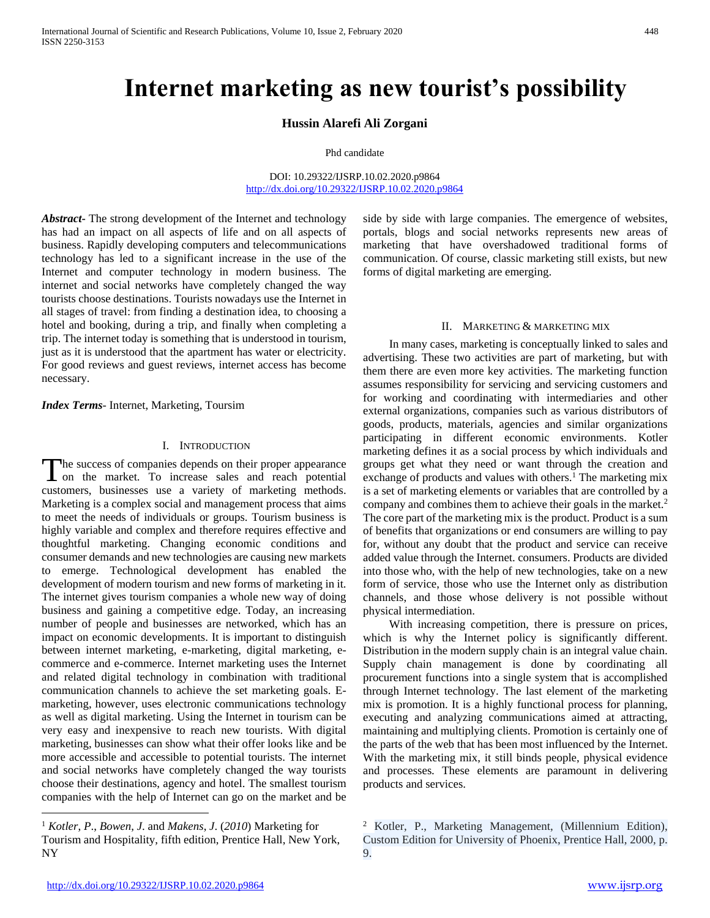# Internet marketing as new tourist's possibility

**Hussin Alarefi Ali Zorgani**

Phd candidate

DOI: 10.29322/IJSRP.10.02.2020.p9864
http://dx.doi.org/10.29322/IJSRP.10.02.2020.p9864

***Abstract***- The strong development of the Internet and technology has had an impact on all aspects of life and on all aspects of business. Rapidly developing computers and telecommunications technology has led to a significant increase in the use of the Internet and computer technology in modern business. The internet and social networks have completely changed the way tourists choose destinations. Tourists nowadays use the Internet in all stages of travel: from finding a destination idea, to choosing a hotel and booking, during a trip, and finally when completing a trip. The internet today is something that is understood in tourism, just as it is understood that the apartment has water or electricity. For good reviews and guest reviews, internet access has become necessary.

***Index Terms***- Internet, Marketing, Toursim

## I. Introduction

The success of companies depends on their proper appearance on the market. To increase sales and reach potential customers, businesses use a variety of marketing methods. Marketing is a complex social and management process that aims to meet the needs of individuals or groups. Tourism business is highly variable and complex and therefore requires effective and thoughtful marketing. Changing economic conditions and consumer demands and new technologies are causing new markets to emerge. Technological development has enabled the development of modern tourism and new forms of marketing in it. The internet gives tourism companies a whole new way of doing business and gaining a competitive edge. Today, an increasing number of people and businesses are networked, which has an impact on economic developments. It is important to distinguish between internet marketing, e-marketing, digital marketing, e-commerce and e-commerce. Internet marketing uses the Internet and related digital technology in combination with traditional communication channels to achieve the set marketing goals. E-marketing, however, uses electronic communications technology as well as digital marketing. Using the Internet in tourism can be very easy and inexpensive to reach new tourists. With digital marketing, businesses can show what their offer looks like and be more accessible and accessible to potential tourists. The internet and social networks have completely changed the way tourists choose their destinations, agency and hotel. The smallest tourism companies with the help of Internet can go on the market and be side by side with large companies. The emergence of websites, portals, blogs and social networks represents new areas of marketing that have overshadowed traditional forms of communication. Of course, classic marketing still exists, but new forms of digital marketing are emerging.

## II. Marketing & marketing mix

In many cases, marketing is conceptually linked to sales and advertising. These two activities are part of marketing, but with them there are even more key activities. The marketing function assumes responsibility for servicing and servicing customers and for working and coordinating with intermediaries and other external organizations, companies such as various distributors of goods, products, materials, agencies and similar organizations participating in different economic environments. Kotler marketing defines it as a social process by which individuals and groups get what they need or want through the creation and exchange of products and values with others.[1] The marketing mix is a set of marketing elements or variables that are controlled by a company and combines them to achieve their goals in the market.[2] The core part of the marketing mix is the product. Product is a sum of benefits that organizations or end consumers are willing to pay for, without any doubt that the product and service can receive added value through the Internet. consumers. Products are divided into those who, with the help of new technologies, take on a new form of service, those who use the Internet only as distribution channels, and those whose delivery is not possible without physical intermediation.

With increasing competition, there is pressure on prices, which is why the Internet policy is significantly different. Distribution in the modern supply chain is an integral value chain. Supply chain management is done by coordinating all procurement functions into a single system that is accomplished through Internet technology. The last element of the marketing mix is promotion. It is a highly functional process for planning, executing and analyzing communications aimed at attracting, maintaining and multiplying clients. Promotion is certainly one of the parts of the web that has been most influenced by the Internet. With the marketing mix, it still binds people, physical evidence and processes. These elements are paramount in delivering products and services.

---

[1] *Kotler, P*., *Bowen, J*. and *Makens, J*. (*2010*) Marketing for Tourism and Hospitality, fifth edition, Prentice Hall, New York, NY

[2] Kotler, P., Marketing Management, (Millennium Edition), Custom Edition for University of Phoenix, Prentice Hall, 2000, p. 9.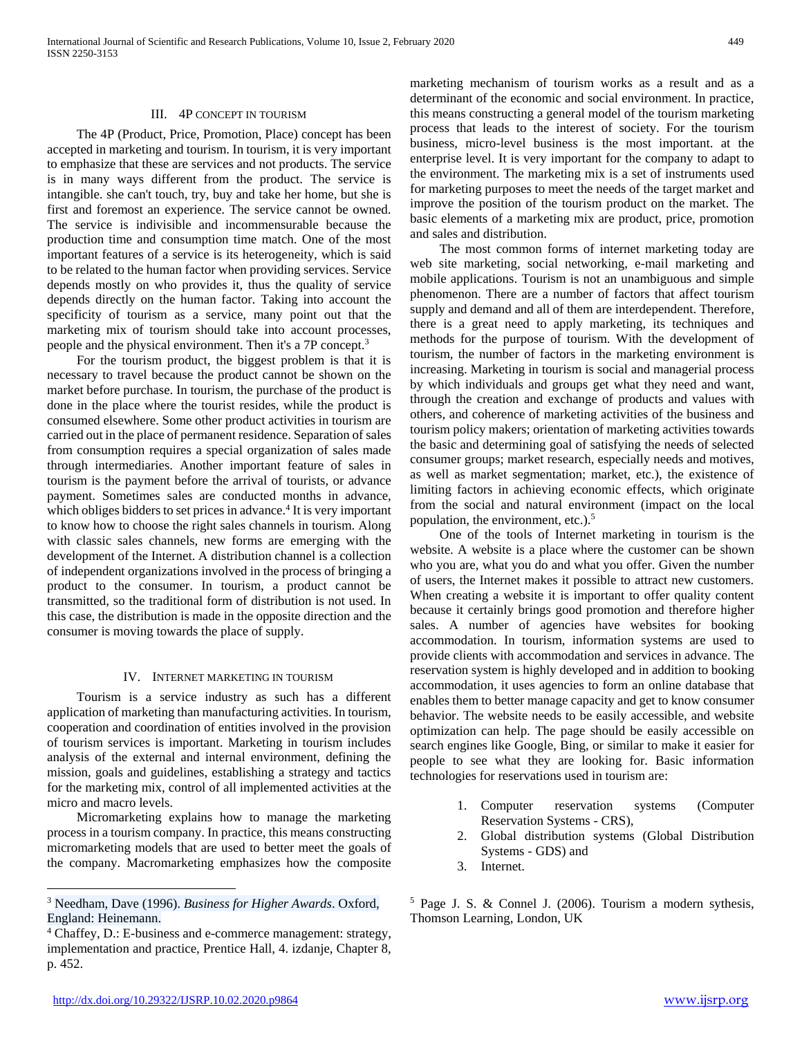## III. 4P CONCEPT IN TOURISM

The 4P (Product, Price, Promotion, Place) concept has been accepted in marketing and tourism. In tourism, it is very important to emphasize that these are services and not products. The service is in many ways different from the product. The service is intangible. she can't touch, try, buy and take her home, but she is first and foremost an experience. The service cannot be owned. The service is indivisible and incommensurable because the production time and consumption time match. One of the most important features of a service is its heterogeneity, which is said to be related to the human factor when providing services. Service depends mostly on who provides it, thus the quality of service depends directly on the human factor. Taking into account the specificity of tourism as a service, many point out that the marketing mix of tourism should take into account processes, people and the physical environment. Then it's a 7P concept.[3]

For the tourism product, the biggest problem is that it is necessary to travel because the product cannot be shown on the market before purchase. In tourism, the purchase of the product is done in the place where the tourist resides, while the product is consumed elsewhere. Some other product activities in tourism are carried out in the place of permanent residence. Separation of sales from consumption requires a special organization of sales made through intermediaries. Another important feature of sales in tourism is the payment before the arrival of tourists, or advance payment. Sometimes sales are conducted months in advance, which obliges bidders to set prices in advance.[4] It is very important to know how to choose the right sales channels in tourism. Along with classic sales channels, new forms are emerging with the development of the Internet. A distribution channel is a collection of independent organizations involved in the process of bringing a product to the consumer. In tourism, a product cannot be transmitted, so the traditional form of distribution is not used. In this case, the distribution is made in the opposite direction and the consumer is moving towards the place of supply.

## IV. INTERNET MARKETING IN TOURISM

Tourism is a service industry as such has a different application of marketing than manufacturing activities. In tourism, cooperation and coordination of entities involved in the provision of tourism services is important. Marketing in tourism includes analysis of the external and internal environment, defining the mission, goals and guidelines, establishing a strategy and tactics for the marketing mix, control of all implemented activities at the micro and macro levels.

Micromarketing explains how to manage the marketing process in a tourism company. In practice, this means constructing micromarketing models that are used to better meet the goals of the company. Macromarketing emphasizes how the composite marketing mechanism of tourism works as a result and as a determinant of the economic and social environment. In practice, this means constructing a general model of the tourism marketing process that leads to the interest of society. For the tourism business, micro-level business is the most important. at the enterprise level. It is very important for the company to adapt to the environment. The marketing mix is a set of instruments used for marketing purposes to meet the needs of the target market and improve the position of the tourism product on the market. The basic elements of a marketing mix are product, price, promotion and sales and distribution.

The most common forms of internet marketing today are web site marketing, social networking, e-mail marketing and mobile applications. Tourism is not an unambiguous and simple phenomenon. There are a number of factors that affect tourism supply and demand and all of them are interdependent. Therefore, there is a great need to apply marketing, its techniques and methods for the purpose of tourism. With the development of tourism, the number of factors in the marketing environment is increasing. Marketing in tourism is social and managerial process by which individuals and groups get what they need and want, through the creation and exchange of products and values with others, and coherence of marketing activities of the business and tourism policy makers; orientation of marketing activities towards the basic and determining goal of satisfying the needs of selected consumer groups; market research, especially needs and motives, as well as market segmentation; market, etc.), the existence of limiting factors in achieving economic effects, which originate from the social and natural environment (impact on the local population, the environment, etc.).[5]

One of the tools of Internet marketing in tourism is the website. A website is a place where the customer can be shown who you are, what you do and what you offer. Given the number of users, the Internet makes it possible to attract new customers. When creating a website it is important to offer quality content because it certainly brings good promotion and therefore higher sales. A number of agencies have websites for booking accommodation. In tourism, information systems are used to provide clients with accommodation and services in advance. The reservation system is highly developed and in addition to booking accommodation, it uses agencies to form an online database that enables them to better manage capacity and get to know consumer behavior. The website needs to be easily accessible, and website optimization can help. The page should be easily accessible on search engines like Google, Bing, or similar to make it easier for people to see what they are looking for. Basic information technologies for reservations used in tourism are:

1. Computer reservation systems (Computer Reservation Systems - CRS),
2. Global distribution systems (Global Distribution Systems - GDS) and
3. Internet.

---

[3] Needham, Dave (1996). *Business for Higher Awards*. Oxford, England: Heinemann.

[4] Chaffey, D.: E-business and e-commerce management: strategy, implementation and practice, Prentice Hall, 4. izdanje, Chapter 8, p. 452.

[5] Page J. S. & Connel J. (2006). Tourism a modern sythesis, Thomson Learning, London, UK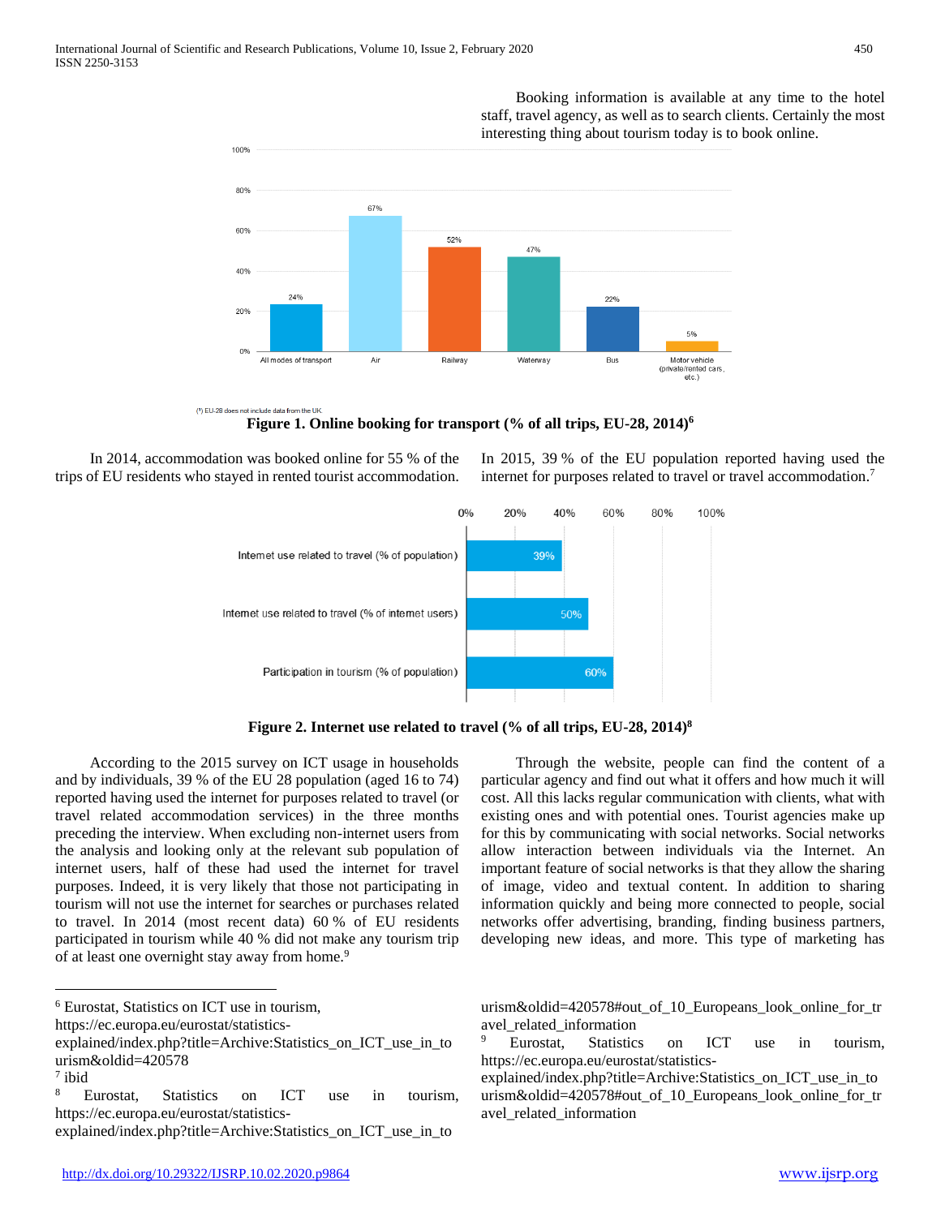Booking information is available at any time to the hotel staff, travel agency, as well as to search clients. Certainly the most interesting thing about tourism today is to book online.

(¹) EU-28 does not include data from the UK.

**Figure 1. Online booking for transport (% of all trips, EU-28, 2014)[6]**

In 2014, accommodation was booked online for 55 % of the trips of EU residents who stayed in rented tourist accommodation. In 2015, 39 % of the EU population reported having used the internet for purposes related to travel or travel accommodation.[7]

**Figure 2. Internet use related to travel (% of all trips, EU-28, 2014)[8]**

According to the 2015 survey on ICT usage in households and by individuals, 39 % of the EU 28 population (aged 16 to 74) reported having used the internet for purposes related to travel (or travel related accommodation services) in the three months preceding the interview. When excluding non-internet users from the analysis and looking only at the relevant sub population of internet users, half of these had used the internet for travel purposes. Indeed, it is very likely that those not participating in tourism will not use the internet for searches or purchases related to travel. In 2014 (most recent data) 60 % of EU residents participated in tourism while 40 % did not make any tourism trip of at least one overnight stay away from home.[9]

Through the website, people can find the content of a particular agency and find out what it offers and how much it will cost. All this lacks regular communication with clients, what with existing ones and with potential ones. Tourist agencies make up for this by communicating with social networks. Social networks allow interaction between individuals via the Internet. An important feature of social networks is that they allow the sharing of image, video and textual content. In addition to sharing information quickly and being more connected to people, social networks offer advertising, branding, finding business partners, developing new ideas, and more. This type of marketing has

---

[6] Eurostat, Statistics on ICT use in tourism, https://ec.europa.eu/eurostat/statistics-explained/index.php?title=Archive:Statistics_on_ICT_use_in_tourism&oldid=420578

[7] ibid

[8] Eurostat, Statistics on ICT use in tourism, https://ec.europa.eu/eurostat/statistics-explained/index.php?title=Archive:Statistics_on_ICT_use_in_tourism&oldid=420578#out_of_10_Europeans_look_online_for_travel_related_information

[9] Eurostat, Statistics on ICT use in tourism, https://ec.europa.eu/eurostat/statistics-explained/index.php?title=Archive:Statistics_on_ICT_use_in_tourism&oldid=420578#out_of_10_Europeans_look_online_for_travel_related_information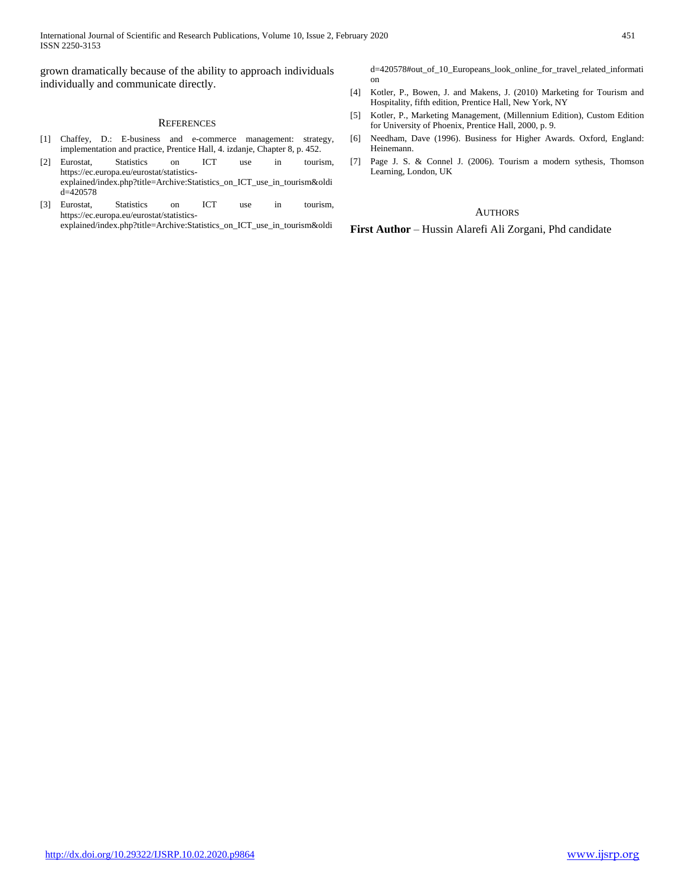grown dramatically because of the ability to approach individuals individually and communicate directly.

## REFERENCES

[1] Chaffey, D.: E-business and e-commerce management: strategy, implementation and practice, Prentice Hall, 4. izdanje, Chapter 8, p. 452.

[2] Eurostat, Statistics on ICT use in tourism, https://ec.europa.eu/eurostat/statistics-explained/index.php?title=Archive:Statistics_on_ICT_use_in_tourism&oldid=420578

[3] Eurostat, Statistics on ICT use in tourism, https://ec.europa.eu/eurostat/statistics-explained/index.php?title=Archive:Statistics_on_ICT_use_in_tourism&oldid=420578#out_of_10_Europeans_look_online_for_travel_related_information

[4] Kotler, P., Bowen, J. and Makens, J. (2010) Marketing for Tourism and Hospitality, fifth edition, Prentice Hall, New York, NY

[5] Kotler, P., Marketing Management, (Millennium Edition), Custom Edition for University of Phoenix, Prentice Hall, 2000, p. 9.

[6] Needham, Dave (1996). Business for Higher Awards. Oxford, England: Heinemann.

[7] Page J. S. & Connel J. (2006). Tourism a modern sythesis, Thomson Learning, London, UK

## AUTHORS

**First Author** – Hussin Alarefi Ali Zorgani, Phd candidate